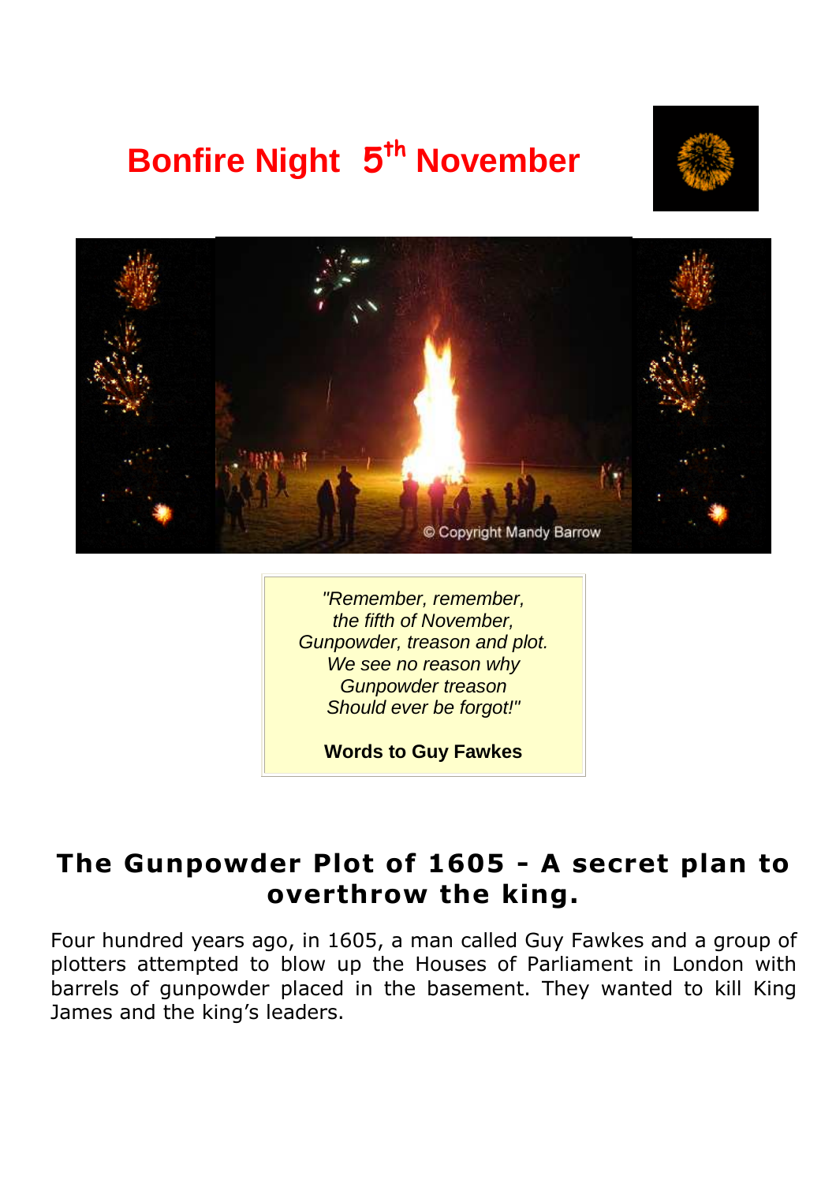# Bonfire Night 5th November

*"Remember, remember,*
*the fifth of November,*
*Gunpowder, treason and plot.*
*We see no reason why*
*Gunpowder treason*
*Should ever be forgot!"*

**Words to Guy Fawkes**

## The Gunpowder Plot of 1605 - A secret plan to overthrow the king.

Four hundred years ago, in 1605, a man called Guy Fawkes and a group of plotters attempted to blow up the Houses of Parliament in London with barrels of gunpowder placed in the basement. They wanted to kill King James and the king's leaders.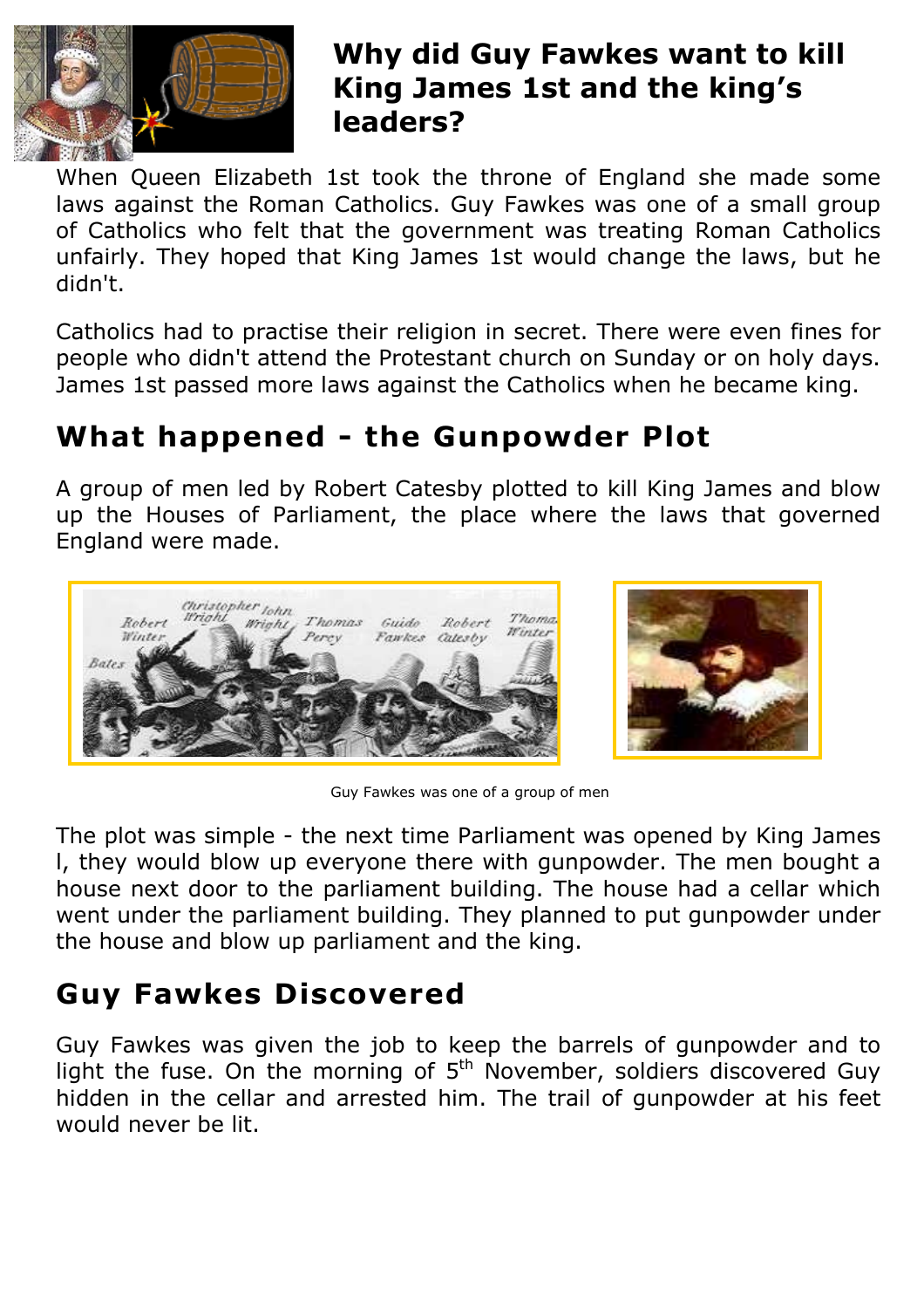## Why did Guy Fawkes want to kill King James 1st and the king's leaders?

When Queen Elizabeth 1st took the throne of England she made some laws against the Roman Catholics. Guy Fawkes was one of a small group of Catholics who felt that the government was treating Roman Catholics unfairly. They hoped that King James 1st would change the laws, but he didn't.

Catholics had to practise their religion in secret. There were even fines for people who didn't attend the Protestant church on Sunday or on holy days. James 1st passed more laws against the Catholics when he became king.

## What happened - the Gunpowder Plot

A group of men led by Robert Catesby plotted to kill King James and blow up the Houses of Parliament, the place where the laws that governed England were made.

Guy Fawkes was one of a group of men

The plot was simple - the next time Parliament was opened by King James I, they would blow up everyone there with gunpowder. The men bought a house next door to the parliament building. The house had a cellar which went under the parliament building. They planned to put gunpowder under the house and blow up parliament and the king.

## Guy Fawkes Discovered

Guy Fawkes was given the job to keep the barrels of gunpowder and to light the fuse. On the morning of 5th November, soldiers discovered Guy hidden in the cellar and arrested him. The trail of gunpowder at his feet would never be lit.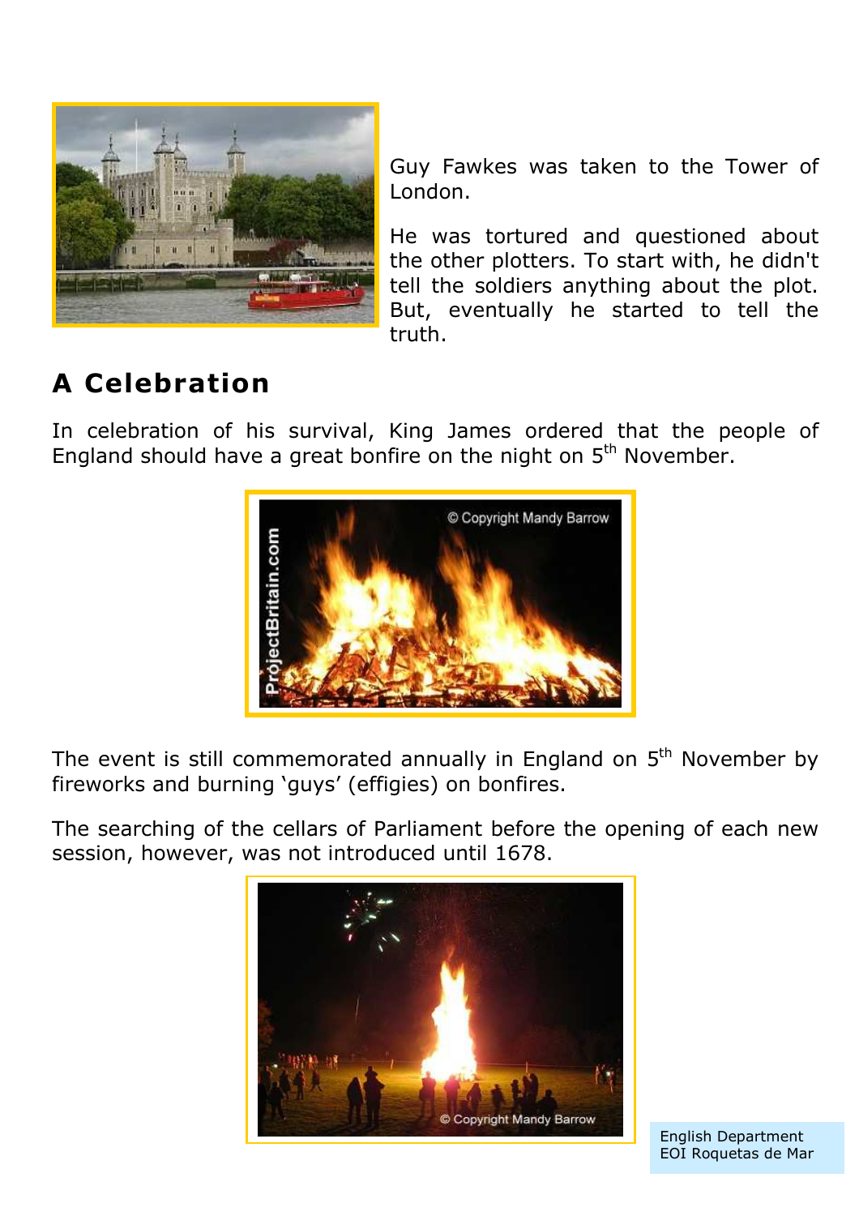Guy Fawkes was taken to the Tower of London.

He was tortured and questioned about the other plotters. To start with, he didn't tell the soldiers anything about the plot. But, eventually he started to tell the truth.

## A Celebration

In celebration of his survival, King James ordered that the people of England should have a great bonfire on the night on 5th November.

The event is still commemorated annually in England on 5th November by fireworks and burning 'guys' (effigies) on bonfires.

The searching of the cellars of Parliament before the opening of each new session, however, was not introduced until 1678.

English Department
EOI Roquetas de Mar